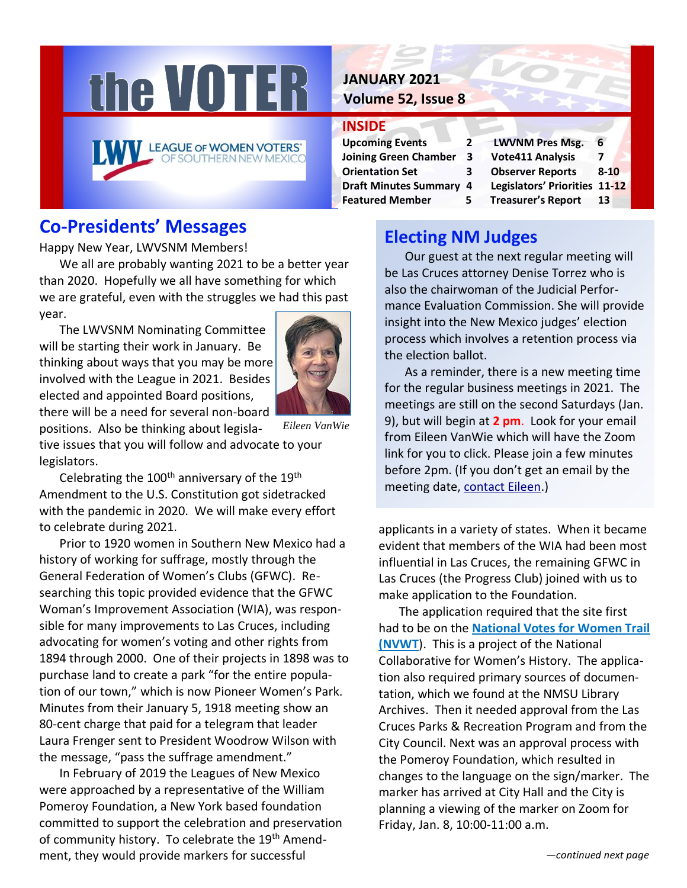# the VOTER

LEAGUE OF WOMEN VOTERS OF SOUTHERN NEW MEXICO

**JANUARY 2021**
**Volume 52, Issue 8**

## INSIDE

| | | | |
|---|---|---|---|
| **Upcoming Events** | **2** | **LWVNM Pres Msg.** | **6** |
| **Joining Green Chamber** | **3** | **Vote411 Analysis** | **7** |
| **Orientation Set** | **3** | **Observer Reports** | **8-10** |
| **Draft Minutes Summary** | **4** | **Legislators' Priorities** | **11-12** |
| **Featured Member** | **5** | **Treasurer's Report** | **13** |

## Co-Presidents' Messages

Happy New Year, LWVSNM Members!

We all are probably wanting 2021 to be a better year than 2020. Hopefully we all have something for which we are grateful, even with the struggles we had this past year.

The LWVSNM Nominating Committee will be starting their work in January. Be thinking about ways that you may be more involved with the League in 2021. Besides elected and appointed Board positions, there will be a need for several non-board positions. Also be thinking about legislative issues that you will follow and advocate to your legislators.

*Eileen VanWie*

Celebrating the 100th anniversary of the 19th Amendment to the U.S. Constitution got sidetracked with the pandemic in 2020. We will make every effort to celebrate during 2021.

Prior to 1920 women in Southern New Mexico had a history of working for suffrage, mostly through the General Federation of Women's Clubs (GFWC). Researching this topic provided evidence that the GFWC Woman's Improvement Association (WIA), was responsible for many improvements to Las Cruces, including advocating for women's voting and other rights from 1894 through 2000. One of their projects in 1898 was to purchase land to create a park "for the entire population of our town," which is now Pioneer Women's Park. Minutes from their January 5, 1918 meeting show an 80-cent charge that paid for a telegram that leader Laura Frenger sent to President Woodrow Wilson with the message, "pass the suffrage amendment."

In February of 2019 the Leagues of New Mexico were approached by a representative of the William Pomeroy Foundation, a New York based foundation committed to support the celebration and preservation of community history. To celebrate the 19th Amendment, they would provide markers for successful applicants in a variety of states. When it became evident that members of the WIA had been most influential in Las Cruces, the remaining GFWC in Las Cruces (the Progress Club) joined with us to make application to the Foundation.

The application required that the site first had to be on the **National Votes for Women Trail (NVWT)**. This is a project of the National Collaborative for Women's History. The application also required primary sources of documentation, which we found at the NMSU Library Archives. Then it needed approval from the Las Cruces Parks & Recreation Program and from the City Council. Next was an approval process with the Pomeroy Foundation, which resulted in changes to the language on the sign/marker. The marker has arrived at City Hall and the City is planning a viewing of the marker on Zoom for Friday, Jan. 8, 10:00-11:00 a.m.

*—continued next page*

## Electing NM Judges

Our guest at the next regular meeting will be Las Cruces attorney Denise Torrez who is also the chairwoman of the Judicial Performance Evaluation Commission. She will provide insight into the New Mexico judges' election process which involves a retention process via the election ballot.

As a reminder, there is a new meeting time for the regular business meetings in 2021. The meetings are still on the second Saturdays (Jan. 9), but will begin at **2 pm**. Look for your email from Eileen VanWie which will have the Zoom link for you to click. Please join a few minutes before 2pm. (If you don't get an email by the meeting date, contact Eileen.)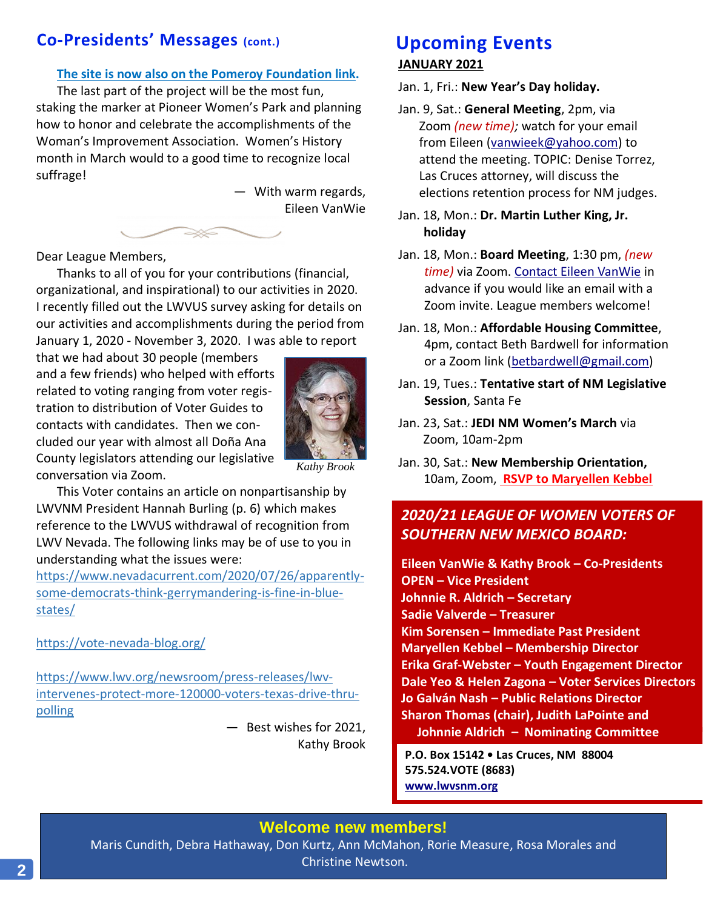## Co-Presidents' Messages (cont.)

The site is now also on the Pomeroy Foundation link.

The last part of the project will be the most fun, staking the marker at Pioneer Women's Park and planning how to honor and celebrate the accomplishments of the Woman's Improvement Association. Women's History month in March would to a good time to recognize local suffrage!

— With warm regards,
Eileen VanWie

Dear League Members,

Thanks to all of you for your contributions (financial, organizational, and inspirational) to our activities in 2020. I recently filled out the LWVUS survey asking for details on our activities and accomplishments during the period from January 1, 2020 - November 3, 2020. I was able to report that we had about 30 people (members and a few friends) who helped with efforts related to voting ranging from voter registration to distribution of Voter Guides to contacts with candidates. Then we concluded our year with almost all Doña Ana County legislators attending our legislative conversation via Zoom.

*Kathy Brook*

This Voter contains an article on nonpartisanship by LWVNM President Hannah Burling (p. 6) which makes reference to the LWVUS withdrawal of recognition from LWV Nevada. The following links may be of use to you in understanding what the issues were:

https://www.nevadacurrent.com/2020/07/26/apparently-some-democrats-think-gerrymandering-is-fine-in-blue-states/

https://vote-nevada-blog.org/

https://www.lwv.org/newsroom/press-releases/lwv-intervenes-protect-more-120000-voters-texas-drive-thru-polling

— Best wishes for 2021,
Kathy Brook

## Upcoming Events

**JANUARY 2021**

- Jan. 1, Fri.: **New Year's Day holiday.**
- Jan. 9, Sat.: **General Meeting**, 2pm, via Zoom *(new time)*; watch for your email from Eileen (vanwieek@yahoo.com) to attend the meeting. TOPIC: Denise Torrez, Las Cruces attorney, will discuss the elections retention process for NM judges.
- Jan. 18, Mon.: **Dr. Martin Luther King, Jr. holiday**
- Jan. 18, Mon.: **Board Meeting**, 1:30 pm, *(new time)* via Zoom. Contact Eileen VanWie in advance if you would like an email with a Zoom invite. League members welcome!
- Jan. 18, Mon.: **Affordable Housing Committee**, 4pm, contact Beth Bardwell for information or a Zoom link (betbardwell@gmail.com)
- Jan. 19, Tues.: **Tentative start of NM Legislative Session**, Santa Fe
- Jan. 23, Sat.: **JEDI NM Women's March** via Zoom, 10am-2pm
- Jan. 30, Sat.: **New Membership Orientation,** 10am, Zoom, **RSVP to Maryellen Kebbel**

### *2020/21 LEAGUE OF WOMEN VOTERS OF SOUTHERN NEW MEXICO BOARD:*

**Eileen VanWie & Kathy Brook – Co-Presidents**
**OPEN – Vice President**
**Johnnie R. Aldrich – Secretary**
**Sadie Valverde – Treasurer**
**Kim Sorensen – Immediate Past President**
**Maryellen Kebbel – Membership Director**
**Erika Graf-Webster – Youth Engagement Director**
**Dale Yeo & Helen Zagona – Voter Services Directors**
**Jo Galván Nash – Public Relations Director**
**Sharon Thomas (chair), Judith LaPointe and Johnnie Aldrich – Nominating Committee**

**P.O. Box 15142 • Las Cruces, NM 88004**
**575.524.VOTE (8683)**
**www.lwvsnm.org**

**Welcome new members!**

Maris Cundith, Debra Hathaway, Don Kurtz, Ann McMahon, Rorie Measure, Rosa Morales and Christine Newtson.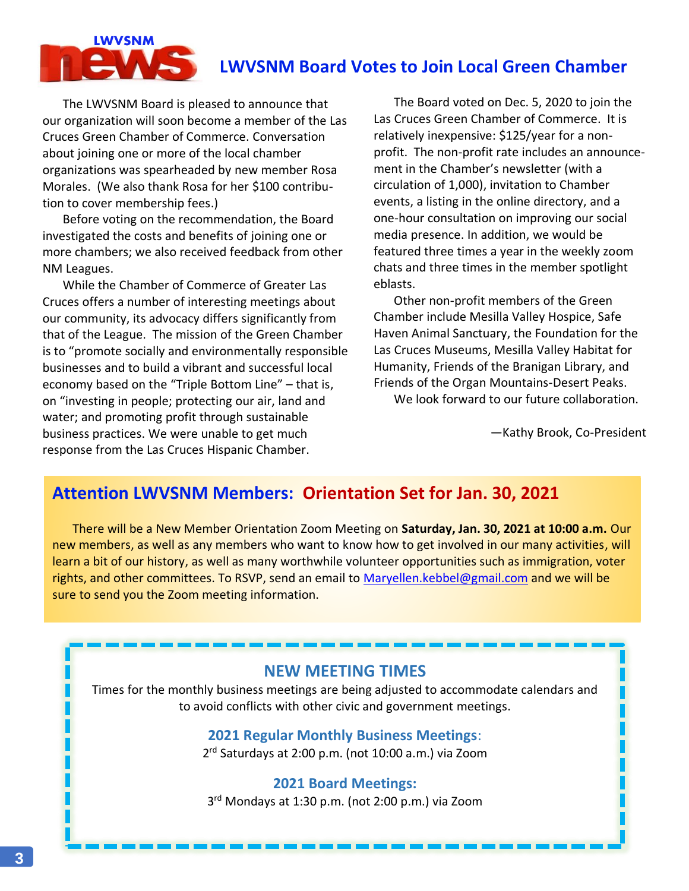## LWVSNM Board Votes to Join Local Green Chamber

The LWVSNM Board is pleased to announce that our organization will soon become a member of the Las Cruces Green Chamber of Commerce. Conversation about joining one or more of the local chamber organizations was spearheaded by new member Rosa Morales. (We also thank Rosa for her $100 contribution to cover membership fees.)

Before voting on the recommendation, the Board investigated the costs and benefits of joining one or more chambers; we also received feedback from other NM Leagues.

While the Chamber of Commerce of Greater Las Cruces offers a number of interesting meetings about our community, its advocacy differs significantly from that of the League. The mission of the Green Chamber is to "promote socially and environmentally responsible businesses and to build a vibrant and successful local economy based on the "Triple Bottom Line" – that is, on "investing in people; protecting our air, land and water; and promoting profit through sustainable business practices. We were unable to get much response from the Las Cruces Hispanic Chamber.

The Board voted on Dec. 5, 2020 to join the Las Cruces Green Chamber of Commerce. It is relatively inexpensive: $125/year for a non-profit. The non-profit rate includes an announcement in the Chamber's newsletter (with a circulation of 1,000), invitation to Chamber events, a listing in the online directory, and a one-hour consultation on improving our social media presence. In addition, we would be featured three times a year in the weekly zoom chats and three times in the member spotlight eblasts.

Other non-profit members of the Green Chamber include Mesilla Valley Hospice, Safe Haven Animal Sanctuary, the Foundation for the Las Cruces Museums, Mesilla Valley Habitat for Humanity, Friends of the Branigan Library, and Friends of the Organ Mountains-Desert Peaks.

We look forward to our future collaboration.

—Kathy Brook, Co-President

## Attention LWVSNM Members: Orientation Set for Jan. 30, 2021

There will be a New Member Orientation Zoom Meeting on **Saturday, Jan. 30, 2021 at 10:00 a.m.** Our new members, as well as any members who want to know how to get involved in our many activities, will learn a bit of our history, as well as many worthwhile volunteer opportunities such as immigration, voter rights, and other committees. To RSVP, send an email to Maryellen.kebbel@gmail.com and we will be sure to send you the Zoom meeting information.

## NEW MEETING TIMES

Times for the monthly business meetings are being adjusted to accommodate calendars and to avoid conflicts with other civic and government meetings.

**2021 Regular Monthly Business Meetings:**

2nd Saturdays at 2:00 p.m. (not 10:00 a.m.) via Zoom

**2021 Board Meetings:**

3rd Mondays at 1:30 p.m. (not 2:00 p.m.) via Zoom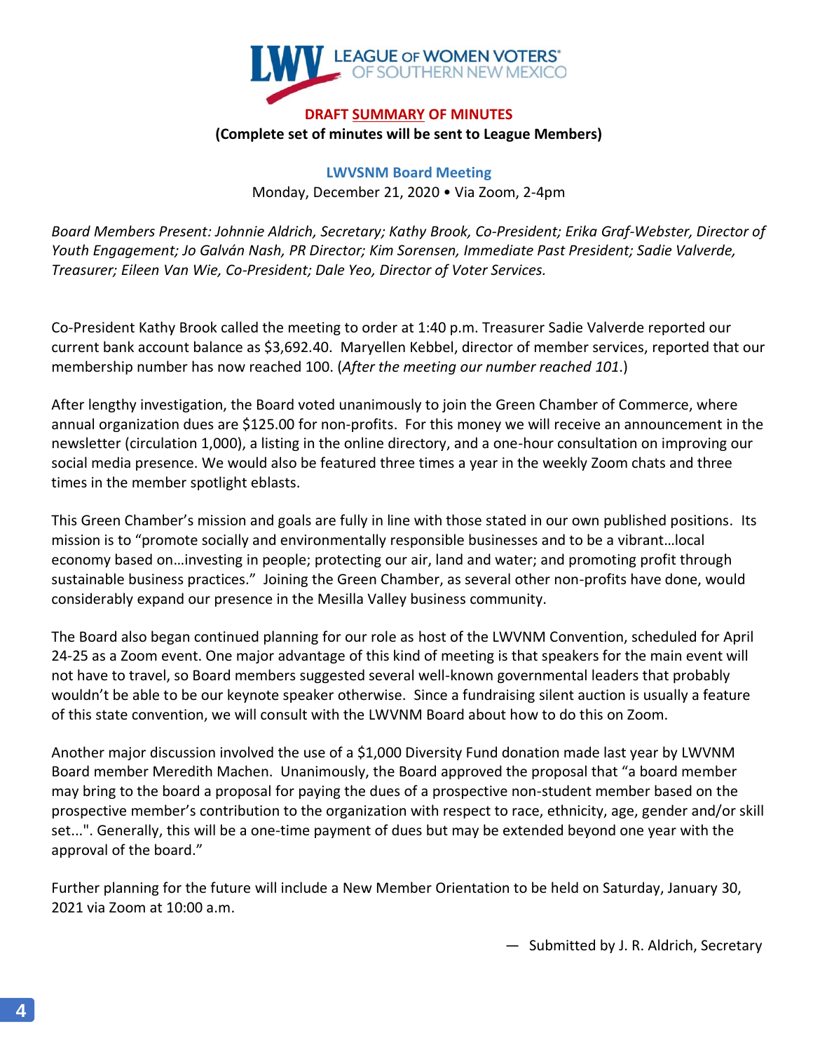LEAGUE OF WOMEN VOTERS® OF SOUTHERN NEW MEXICO

**DRAFT SUMMARY OF MINUTES**
**(Complete set of minutes will be sent to League Members)**

**LWVSNM Board Meeting**
Monday, December 21, 2020 • Via Zoom, 2-4pm

*Board Members Present: Johnnie Aldrich, Secretary; Kathy Brook, Co-President; Erika Graf-Webster, Director of Youth Engagement; Jo Galván Nash, PR Director; Kim Sorensen, Immediate Past President; Sadie Valverde, Treasurer; Eileen Van Wie, Co-President; Dale Yeo, Director of Voter Services.*

Co-President Kathy Brook called the meeting to order at 1:40 p.m. Treasurer Sadie Valverde reported our current bank account balance as $3,692.40. Maryellen Kebbel, director of member services, reported that our membership number has now reached 100. (*After the meeting our number reached 101*.)

After lengthy investigation, the Board voted unanimously to join the Green Chamber of Commerce, where annual organization dues are $125.00 for non-profits. For this money we will receive an announcement in the newsletter (circulation 1,000), a listing in the online directory, and a one-hour consultation on improving our social media presence. We would also be featured three times a year in the weekly Zoom chats and three times in the member spotlight eblasts.

This Green Chamber's mission and goals are fully in line with those stated in our own published positions. Its mission is to "promote socially and environmentally responsible businesses and to be a vibrant…local economy based on…investing in people; protecting our air, land and water; and promoting profit through sustainable business practices." Joining the Green Chamber, as several other non-profits have done, would considerably expand our presence in the Mesilla Valley business community.

The Board also began continued planning for our role as host of the LWVNM Convention, scheduled for April 24-25 as a Zoom event. One major advantage of this kind of meeting is that speakers for the main event will not have to travel, so Board members suggested several well-known governmental leaders that probably wouldn't be able to be our keynote speaker otherwise. Since a fundraising silent auction is usually a feature of this state convention, we will consult with the LWVNM Board about how to do this on Zoom.

Another major discussion involved the use of a $1,000 Diversity Fund donation made last year by LWVNM Board member Meredith Machen. Unanimously, the Board approved the proposal that "a board member may bring to the board a proposal for paying the dues of a prospective non-student member based on the prospective member's contribution to the organization with respect to race, ethnicity, age, gender and/or skill set...". Generally, this will be a one-time payment of dues but may be extended beyond one year with the approval of the board."

Further planning for the future will include a New Member Orientation to be held on Saturday, January 30, 2021 via Zoom at 10:00 a.m.

— Submitted by J. R. Aldrich, Secretary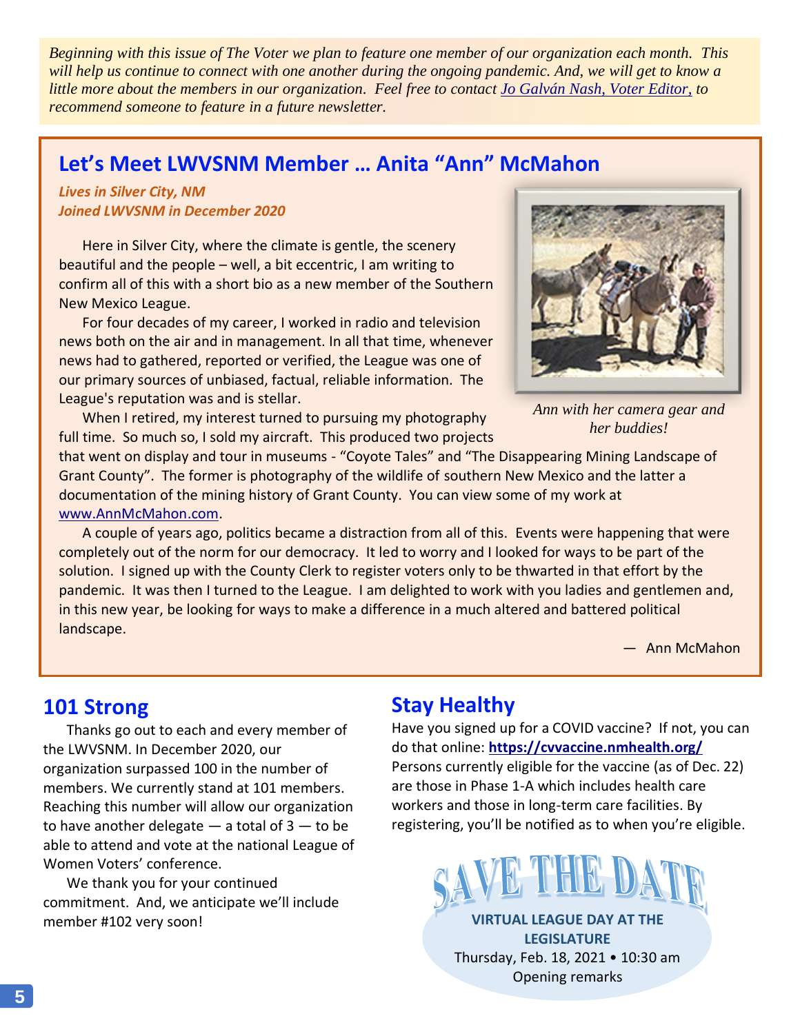*Beginning with this issue of The Voter we plan to feature one member of our organization each month. This will help us continue to connect with one another during the ongoing pandemic. And, we will get to know a little more about the members in our organization. Feel free to contact [Jo Galván Nash, Voter Editor,] to recommend someone to feature in a future newsletter.*

## Let's Meet LWVSNM Member … Anita "Ann" McMahon

***Lives in Silver City, NM***
***Joined LWVSNM in December 2020***

Here in Silver City, where the climate is gentle, the scenery beautiful and the people – well, a bit eccentric, I am writing to confirm all of this with a short bio as a new member of the Southern New Mexico League.

For four decades of my career, I worked in radio and television news both on the air and in management. In all that time, whenever news had to gathered, reported or verified, the League was one of our primary sources of unbiased, factual, reliable information. The League's reputation was and is stellar.

When I retired, my interest turned to pursuing my photography full time. So much so, I sold my aircraft. This produced two projects that went on display and tour in museums - "Coyote Tales" and "The Disappearing Mining Landscape of Grant County". The former is photography of the wildlife of southern New Mexico and the latter a documentation of the mining history of Grant County. You can view some of my work at www.AnnMcMahon.com.

*Ann with her camera gear and her buddies!*

A couple of years ago, politics became a distraction from all of this. Events were happening that were completely out of the norm for our democracy. It led to worry and I looked for ways to be part of the solution. I signed up with the County Clerk to register voters only to be thwarted in that effort by the pandemic. It was then I turned to the League. I am delighted to work with you ladies and gentlemen and, in this new year, be looking for ways to make a difference in a much altered and battered political landscape.

— Ann McMahon

## 101 Strong

Thanks go out to each and every member of the LWVSNM. In December 2020, our organization surpassed 100 in the number of members. We currently stand at 101 members. Reaching this number will allow our organization to have another delegate — a total of 3 — to be able to attend and vote at the national League of Women Voters' conference.

We thank you for your continued commitment. And, we anticipate we'll include member #102 very soon!

## Stay Healthy

Have you signed up for a COVID vaccine? If not, you can do that online: **https://cvvaccine.nmhealth.org/**
Persons currently eligible for the vaccine (as of Dec. 22) are those in Phase 1-A which includes health care workers and those in long-term care facilities. By registering, you'll be notified as to when you're eligible.

**SAVE THE DATE**

**VIRTUAL LEAGUE DAY AT THE LEGISLATURE**
Thursday, Feb. 18, 2021 • 10:30 am
Opening remarks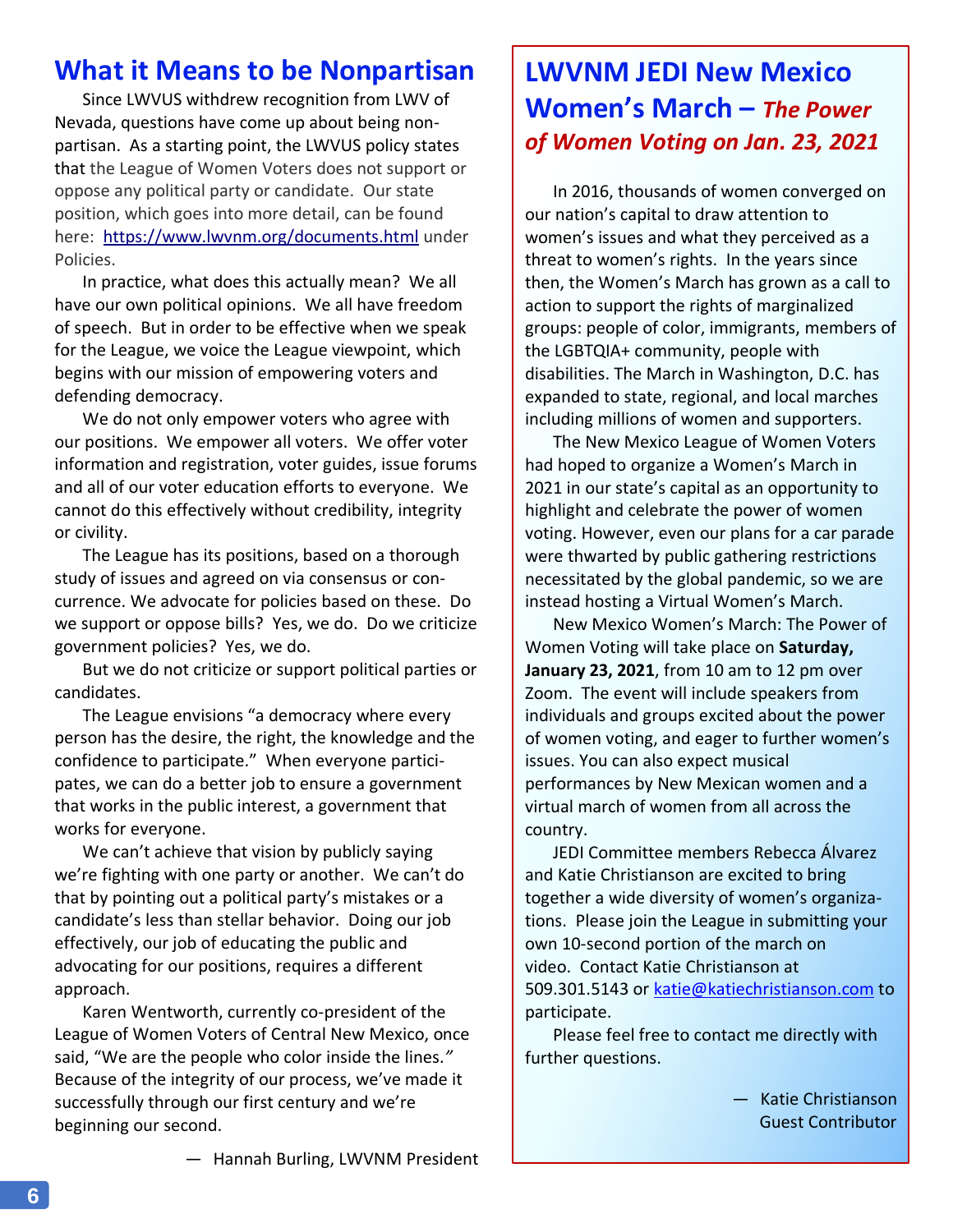## What it Means to be Nonpartisan

Since LWVUS withdrew recognition from LWV of Nevada, questions have come up about being non-partisan. As a starting point, the LWVUS policy states that the League of Women Voters does not support or oppose any political party or candidate. Our state position, which goes into more detail, can be found here: https://www.lwvnm.org/documents.html under Policies.

In practice, what does this actually mean? We all have our own political opinions. We all have freedom of speech. But in order to be effective when we speak for the League, we voice the League viewpoint, which begins with our mission of empowering voters and defending democracy.

We do not only empower voters who agree with our positions. We empower all voters. We offer voter information and registration, voter guides, issue forums and all of our voter education efforts to everyone. We cannot do this effectively without credibility, integrity or civility.

The League has its positions, based on a thorough study of issues and agreed on via consensus or concurrence. We advocate for policies based on these. Do we support or oppose bills? Yes, we do. Do we criticize government policies? Yes, we do.

But we do not criticize or support political parties or candidates.

The League envisions "a democracy where every person has the desire, the right, the knowledge and the confidence to participate." When everyone participates, we can do a better job to ensure a government that works in the public interest, a government that works for everyone.

We can't achieve that vision by publicly saying we're fighting with one party or another. We can't do that by pointing out a political party's mistakes or a candidate's less than stellar behavior. Doing our job effectively, our job of educating the public and advocating for our positions, requires a different approach.

Karen Wentworth, currently co-president of the League of Women Voters of Central New Mexico, once said, "We are the people who color inside the lines." Because of the integrity of our process, we've made it successfully through our first century and we're beginning our second.

— Hannah Burling, LWVNM President

## LWVNM JEDI New Mexico Women's March – *The Power of Women Voting on Jan. 23, 2021*

In 2016, thousands of women converged on our nation's capital to draw attention to women's issues and what they perceived as a threat to women's rights. In the years since then, the Women's March has grown as a call to action to support the rights of marginalized groups: people of color, immigrants, members of the LGBTQIA+ community, people with disabilities. The March in Washington, D.C. has expanded to state, regional, and local marches including millions of women and supporters.

The New Mexico League of Women Voters had hoped to organize a Women's March in 2021 in our state's capital as an opportunity to highlight and celebrate the power of women voting. However, even our plans for a car parade were thwarted by public gathering restrictions necessitated by the global pandemic, so we are instead hosting a Virtual Women's March.

New Mexico Women's March: The Power of Women Voting will take place on **Saturday, January 23, 2021**, from 10 am to 12 pm over Zoom. The event will include speakers from individuals and groups excited about the power of women voting, and eager to further women's issues. You can also expect musical performances by New Mexican women and a virtual march of women from all across the country.

JEDI Committee members Rebecca Álvarez and Katie Christianson are excited to bring together a wide diversity of women's organizations. Please join the League in submitting your own 10-second portion of the march on video. Contact Katie Christianson at 509.301.5143 or katie@katiechristianson.com to participate.

Please feel free to contact me directly with further questions.

— Katie Christianson
Guest Contributor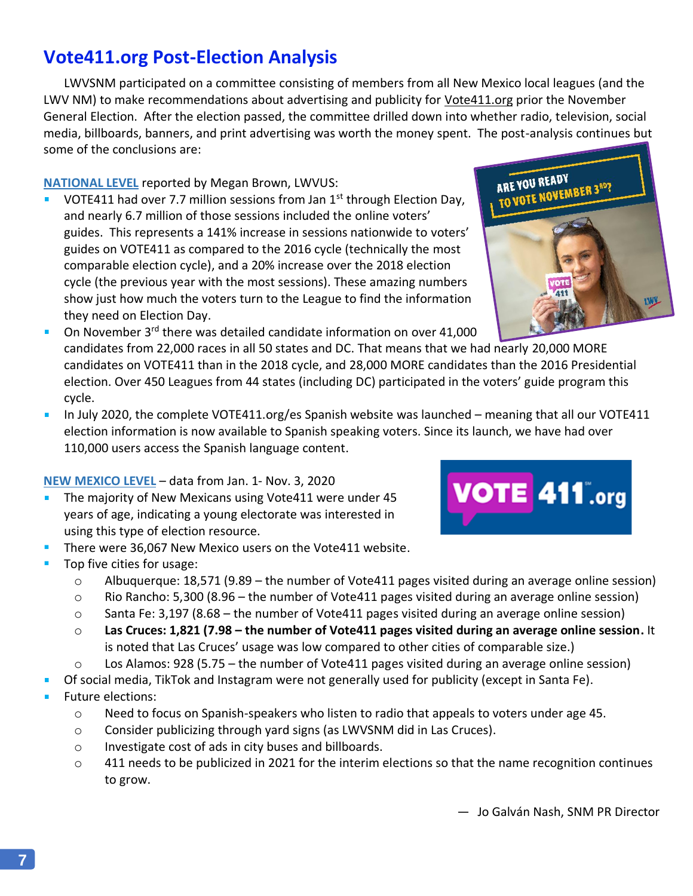## Vote411.org Post-Election Analysis

LWVSNM participated on a committee consisting of members from all New Mexico local leagues (and the LWV NM) to make recommendations about advertising and publicity for Vote411.org prior the November General Election. After the election passed, the committee drilled down into whether radio, television, social media, billboards, banners, and print advertising was worth the money spent. The post-analysis continues but some of the conclusions are:

**NATIONAL LEVEL** reported by Megan Brown, LWVUS:

- VOTE411 had over 7.7 million sessions from Jan 1st through Election Day, and nearly 6.7 million of those sessions included the online voters' guides. This represents a 141% increase in sessions nationwide to voters' guides on VOTE411 as compared to the 2016 cycle (technically the most comparable election cycle), and a 20% increase over the 2018 election cycle (the previous year with the most sessions). These amazing numbers show just how much the voters turn to the League to find the information they need on Election Day.
- On November 3rd there was detailed candidate information on over 41,000 candidates from 22,000 races in all 50 states and DC. That means that we had nearly 20,000 MORE candidates on VOTE411 than in the 2018 cycle, and 28,000 MORE candidates than the 2016 Presidential election. Over 450 Leagues from 44 states (including DC) participated in the voters' guide program this cycle.
- In July 2020, the complete VOTE411.org/es Spanish website was launched – meaning that all our VOTE411 election information is now available to Spanish speaking voters. Since its launch, we have had over 110,000 users access the Spanish language content.

**NEW MEXICO LEVEL** – data from Jan. 1- Nov. 3, 2020

- The majority of New Mexicans using Vote411 were under 45 years of age, indicating a young electorate was interested in using this type of election resource.
- There were 36,067 New Mexico users on the Vote411 website.
- Top five cities for usage:
  - Albuquerque: 18,571 (9.89 – the number of Vote411 pages visited during an average online session)
  - Rio Rancho: 5,300 (8.96 – the number of Vote411 pages visited during an average online session)
  - Santa Fe: 3,197 (8.68 – the number of Vote411 pages visited during an average online session)
  - **Las Cruces: 1,821 (7.98 – the number of Vote411 pages visited during an average online session.** It is noted that Las Cruces' usage was low compared to other cities of comparable size.)
  - Los Alamos: 928 (5.75 – the number of Vote411 pages visited during an average online session)
- Of social media, TikTok and Instagram were not generally used for publicity (except in Santa Fe).
- Future elections:
  - Need to focus on Spanish-speakers who listen to radio that appeals to voters under age 45.
  - Consider publicizing through yard signs (as LWVSNM did in Las Cruces).
  - Investigate cost of ads in city buses and billboards.
  - 411 needs to be publicized in 2021 for the interim elections so that the name recognition continues to grow.

— Jo Galván Nash, SNM PR Director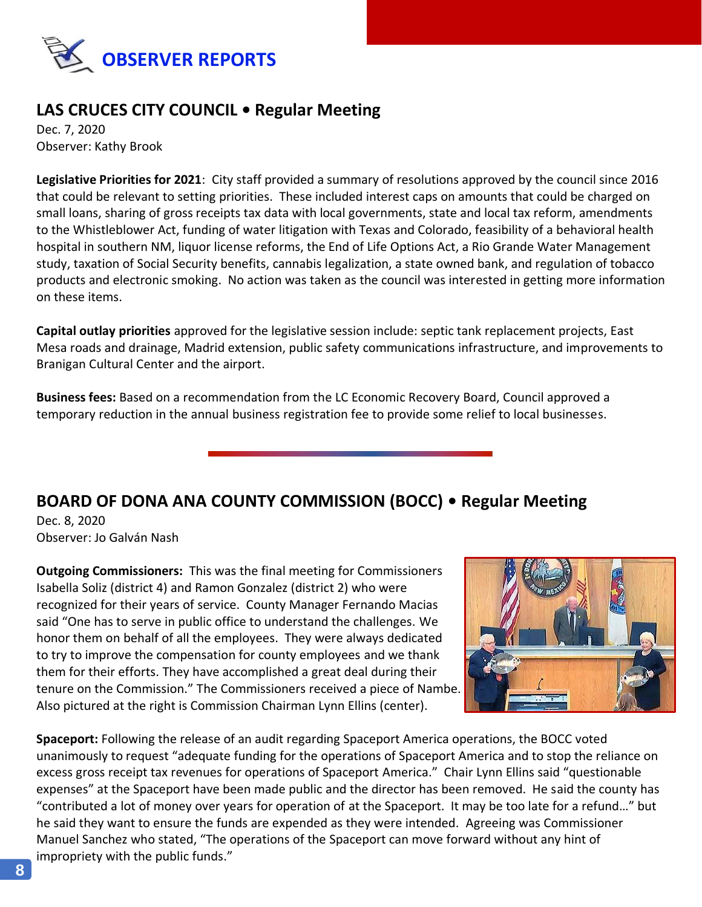# OBSERVER REPORTS

## LAS CRUCES CITY COUNCIL • Regular Meeting

Dec. 7, 2020
Observer: Kathy Brook

**Legislative Priorities for 2021**: City staff provided a summary of resolutions approved by the council since 2016 that could be relevant to setting priorities. These included interest caps on amounts that could be charged on small loans, sharing of gross receipts tax data with local governments, state and local tax reform, amendments to the Whistleblower Act, funding of water litigation with Texas and Colorado, feasibility of a behavioral health hospital in southern NM, liquor license reforms, the End of Life Options Act, a Rio Grande Water Management study, taxation of Social Security benefits, cannabis legalization, a state owned bank, and regulation of tobacco products and electronic smoking. No action was taken as the council was interested in getting more information on these items.

**Capital outlay priorities** approved for the legislative session include: septic tank replacement projects, East Mesa roads and drainage, Madrid extension, public safety communications infrastructure, and improvements to Branigan Cultural Center and the airport.

**Business fees:** Based on a recommendation from the LC Economic Recovery Board, Council approved a temporary reduction in the annual business registration fee to provide some relief to local businesses.

## BOARD OF DONA ANA COUNTY COMMISSION (BOCC) • Regular Meeting

Dec. 8, 2020
Observer: Jo Galván Nash

**Outgoing Commissioners:** This was the final meeting for Commissioners Isabella Soliz (district 4) and Ramon Gonzalez (district 2) who were recognized for their years of service. County Manager Fernando Macias said "One has to serve in public office to understand the challenges. We honor them on behalf of all the employees. They were always dedicated to try to improve the compensation for county employees and we thank them for their efforts. They have accomplished a great deal during their tenure on the Commission." The Commissioners received a piece of Nambe. Also pictured at the right is Commission Chairman Lynn Ellins (center).

**Spaceport:** Following the release of an audit regarding Spaceport America operations, the BOCC voted unanimously to request "adequate funding for the operations of Spaceport America and to stop the reliance on excess gross receipt tax revenues for operations of Spaceport America." Chair Lynn Ellins said "questionable expenses" at the Spaceport have been made public and the director has been removed. He said the county has "contributed a lot of money over years for operation of at the Spaceport. It may be too late for a refund…" but he said they want to ensure the funds are expended as they were intended. Agreeing was Commissioner Manuel Sanchez who stated, "The operations of the Spaceport can move forward without any hint of impropriety with the public funds."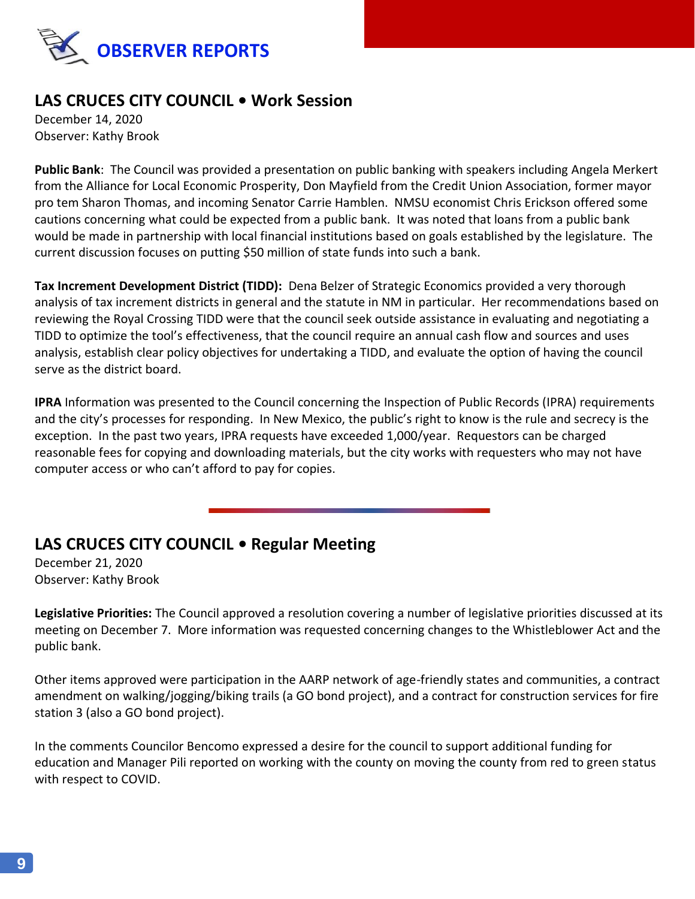# OBSERVER REPORTS

## LAS CRUCES CITY COUNCIL • Work Session

December 14, 2020
Observer: Kathy Brook

**Public Bank**: The Council was provided a presentation on public banking with speakers including Angela Merkert from the Alliance for Local Economic Prosperity, Don Mayfield from the Credit Union Association, former mayor pro tem Sharon Thomas, and incoming Senator Carrie Hamblen. NMSU economist Chris Erickson offered some cautions concerning what could be expected from a public bank. It was noted that loans from a public bank would be made in partnership with local financial institutions based on goals established by the legislature. The current discussion focuses on putting $50 million of state funds into such a bank.

**Tax Increment Development District (TIDD):** Dena Belzer of Strategic Economics provided a very thorough analysis of tax increment districts in general and the statute in NM in particular. Her recommendations based on reviewing the Royal Crossing TIDD were that the council seek outside assistance in evaluating and negotiating a TIDD to optimize the tool's effectiveness, that the council require an annual cash flow and sources and uses analysis, establish clear policy objectives for undertaking a TIDD, and evaluate the option of having the council serve as the district board.

**IPRA** Information was presented to the Council concerning the Inspection of Public Records (IPRA) requirements and the city's processes for responding. In New Mexico, the public's right to know is the rule and secrecy is the exception. In the past two years, IPRA requests have exceeded 1,000/year. Requestors can be charged reasonable fees for copying and downloading materials, but the city works with requesters who may not have computer access or who can't afford to pay for copies.

---

## LAS CRUCES CITY COUNCIL • Regular Meeting

December 21, 2020
Observer: Kathy Brook

**Legislative Priorities:** The Council approved a resolution covering a number of legislative priorities discussed at its meeting on December 7. More information was requested concerning changes to the Whistleblower Act and the public bank.

Other items approved were participation in the AARP network of age-friendly states and communities, a contract amendment on walking/jogging/biking trails (a GO bond project), and a contract for construction services for fire station 3 (also a GO bond project).

In the comments Councilor Bencomo expressed a desire for the council to support additional funding for education and Manager Pili reported on working with the county on moving the county from red to green status with respect to COVID.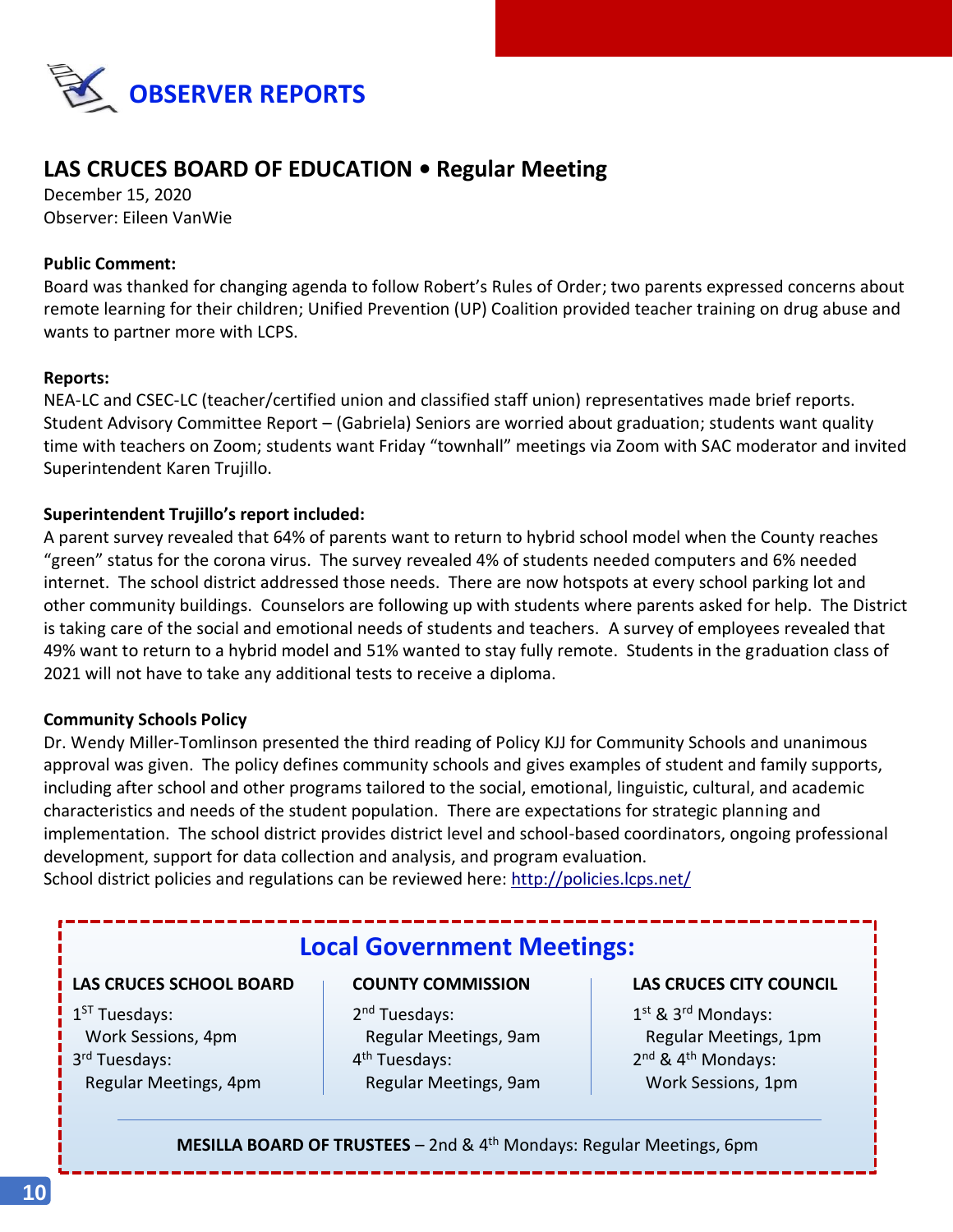# OBSERVER REPORTS

## LAS CRUCES BOARD OF EDUCATION • Regular Meeting

December 15, 2020
Observer: Eileen VanWie

**Public Comment:**
Board was thanked for changing agenda to follow Robert's Rules of Order; two parents expressed concerns about remote learning for their children; Unified Prevention (UP) Coalition provided teacher training on drug abuse and wants to partner more with LCPS.

**Reports:**
NEA-LC and CSEC-LC (teacher/certified union and classified staff union) representatives made brief reports. Student Advisory Committee Report – (Gabriela) Seniors are worried about graduation; students want quality time with teachers on Zoom; students want Friday "townhall" meetings via Zoom with SAC moderator and invited Superintendent Karen Trujillo.

**Superintendent Trujillo's report included:**
A parent survey revealed that 64% of parents want to return to hybrid school model when the County reaches "green" status for the corona virus. The survey revealed 4% of students needed computers and 6% needed internet. The school district addressed those needs. There are now hotspots at every school parking lot and other community buildings. Counselors are following up with students where parents asked for help. The District is taking care of the social and emotional needs of students and teachers. A survey of employees revealed that 49% want to return to a hybrid model and 51% wanted to stay fully remote. Students in the graduation class of 2021 will not have to take any additional tests to receive a diploma.

**Community Schools Policy**
Dr. Wendy Miller-Tomlinson presented the third reading of Policy KJJ for Community Schools and unanimous approval was given. The policy defines community schools and gives examples of student and family supports, including after school and other programs tailored to the social, emotional, linguistic, cultural, and academic characteristics and needs of the student population. There are expectations for strategic planning and implementation. The school district provides district level and school-based coordinators, ongoing professional development, support for data collection and analysis, and program evaluation.
School district policies and regulations can be reviewed here: http://policies.lcps.net/

## Local Government Meetings:

**LAS CRUCES SCHOOL BOARD**
1st Tuesdays:
Work Sessions, 4pm
3rd Tuesdays:
Regular Meetings, 4pm

**COUNTY COMMISSION**
2nd Tuesdays:
Regular Meetings, 9am
4th Tuesdays:
Regular Meetings, 9am

**LAS CRUCES CITY COUNCIL**
1st & 3rd Mondays:
Regular Meetings, 1pm
2nd & 4th Mondays:
Work Sessions, 1pm

**MESILLA BOARD OF TRUSTEES** – 2nd & 4th Mondays: Regular Meetings, 6pm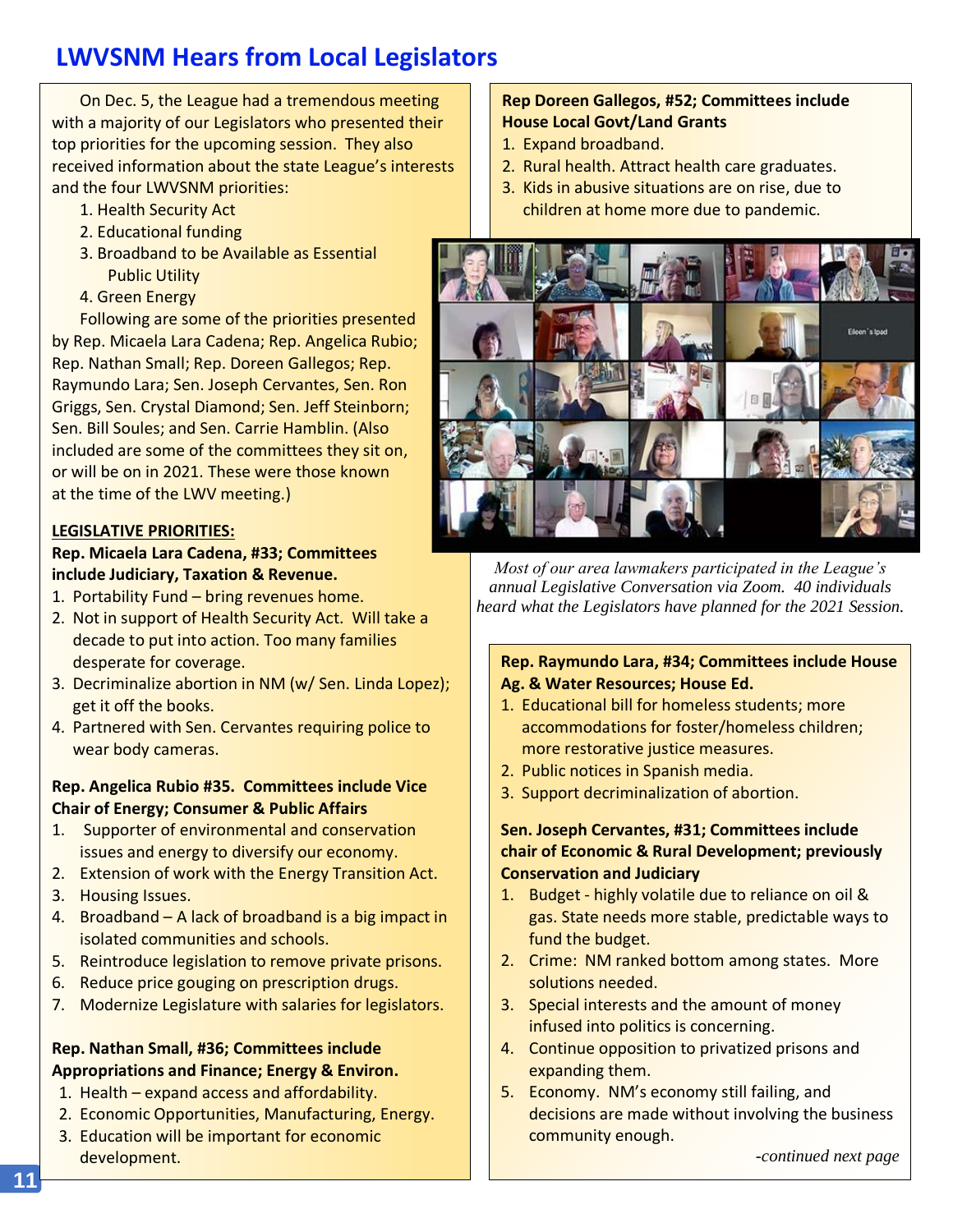## LWVSNM Hears from Local Legislators

On Dec. 5, the League had a tremendous meeting with a majority of our Legislators who presented their top priorities for the upcoming session. They also received information about the state League's interests and the four LWVSNM priorities:

1. Health Security Act
2. Educational funding
3. Broadband to be Available as Essential Public Utility
4. Green Energy

Following are some of the priorities presented by Rep. Micaela Lara Cadena; Rep. Angelica Rubio; Rep. Nathan Small; Rep. Doreen Gallegos; Rep. Raymundo Lara; Sen. Joseph Cervantes, Sen. Ron Griggs, Sen. Crystal Diamond; Sen. Jeff Steinborn; Sen. Bill Soules; and Sen. Carrie Hamblin. (Also included are some of the committees they sit on, or will be on in 2021. These were those known at the time of the LWV meeting.)

**LEGISLATIVE PRIORITIES:**

**Rep. Micaela Lara Cadena, #33; Committees include Judiciary, Taxation & Revenue.**

1. Portability Fund – bring revenues home.
2. Not in support of Health Security Act. Will take a decade to put into action. Too many families desperate for coverage.
3. Decriminalize abortion in NM (w/ Sen. Linda Lopez); get it off the books.
4. Partnered with Sen. Cervantes requiring police to wear body cameras.

**Rep. Angelica Rubio #35. Committees include Vice Chair of Energy; Consumer & Public Affairs**

1. Supporter of environmental and conservation issues and energy to diversify our economy.
2. Extension of work with the Energy Transition Act.
3. Housing Issues.
4. Broadband – A lack of broadband is a big impact in isolated communities and schools.
5. Reintroduce legislation to remove private prisons.
6. Reduce price gouging on prescription drugs.
7. Modernize Legislature with salaries for legislators.

**Rep. Nathan Small, #36; Committees include Appropriations and Finance; Energy & Environ.**

1. Health – expand access and affordability.
2. Economic Opportunities, Manufacturing, Energy.
3. Education will be important for economic development.

**Rep Doreen Gallegos, #52; Committees include House Local Govt/Land Grants**

1. Expand broadband.
2. Rural health. Attract health care graduates.
3. Kids in abusive situations are on rise, due to children at home more due to pandemic.

*Most of our area lawmakers participated in the League's annual Legislative Conversation via Zoom. 40 individuals heard what the Legislators have planned for the 2021 Session.*

**Rep. Raymundo Lara, #34; Committees include House Ag. & Water Resources; House Ed.**

1. Educational bill for homeless students; more accommodations for foster/homeless children; more restorative justice measures.
2. Public notices in Spanish media.
3. Support decriminalization of abortion.

**Sen. Joseph Cervantes, #31; Committees include chair of Economic & Rural Development; previously Conservation and Judiciary**

1. Budget - highly volatile due to reliance on oil & gas. State needs more stable, predictable ways to fund the budget.
2. Crime: NM ranked bottom among states. More solutions needed.
3. Special interests and the amount of money infused into politics is concerning.
4. Continue opposition to privatized prisons and expanding them.
5. Economy. NM's economy still failing, and decisions are made without involving the business community enough.

*-continued next page*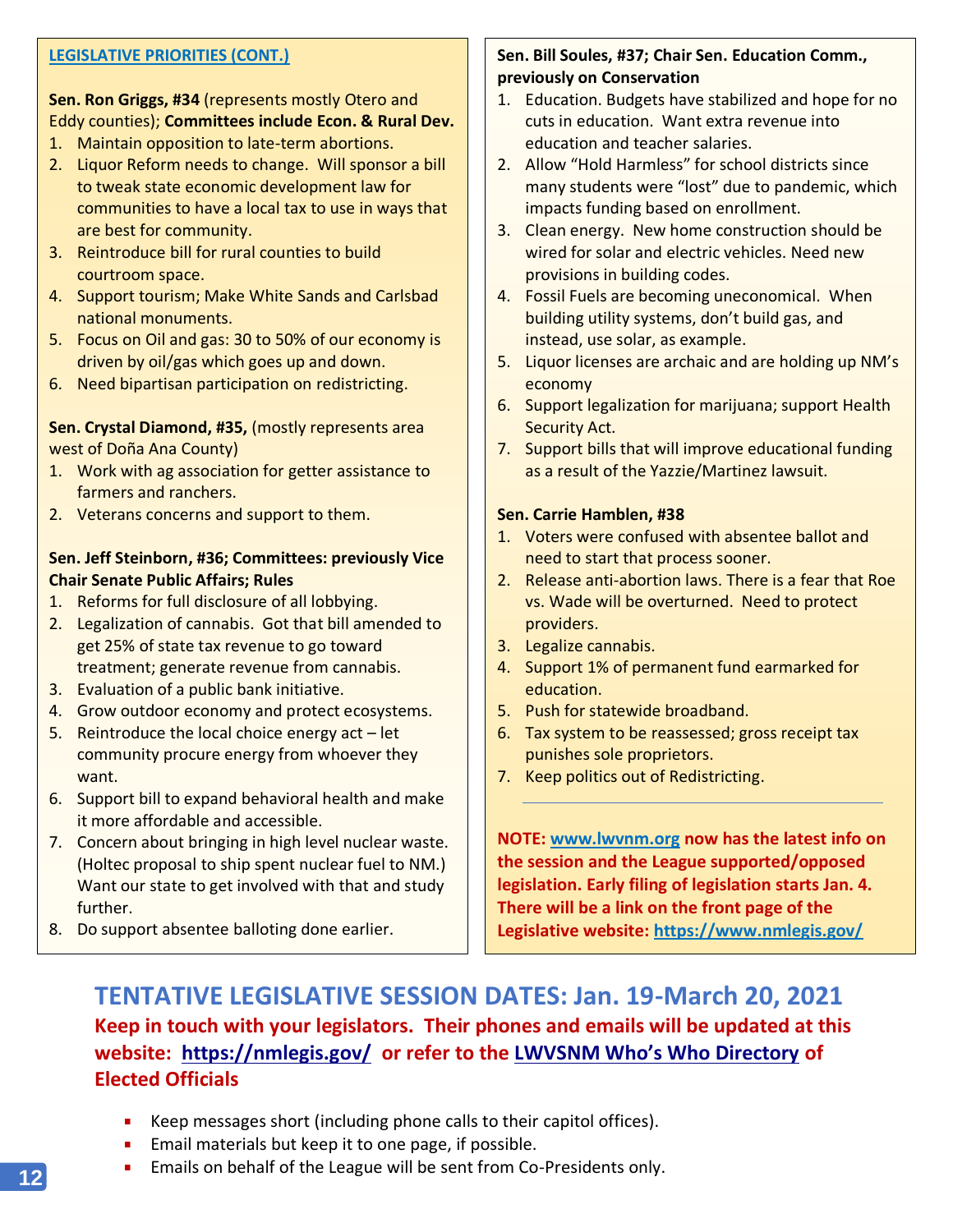## LEGISLATIVE PRIORITIES (CONT.)

**Sen. Ron Griggs, #34** (represents mostly Otero and Eddy counties); **Committees include Econ. & Rural Dev.**

1. Maintain opposition to late-term abortions.
2. Liquor Reform needs to change. Will sponsor a bill to tweak state economic development law for communities to have a local tax to use in ways that are best for community.
3. Reintroduce bill for rural counties to build courtroom space.
4. Support tourism; Make White Sands and Carlsbad national monuments.
5. Focus on Oil and gas: 30 to 50% of our economy is driven by oil/gas which goes up and down.
6. Need bipartisan participation on redistricting.

**Sen. Crystal Diamond, #35,** (mostly represents area west of Doña Ana County)

1. Work with ag association for getter assistance to farmers and ranchers.
2. Veterans concerns and support to them.

**Sen. Jeff Steinborn, #36; Committees: previously Vice Chair Senate Public Affairs; Rules**

1. Reforms for full disclosure of all lobbying.
2. Legalization of cannabis. Got that bill amended to get 25% of state tax revenue to go toward treatment; generate revenue from cannabis.
3. Evaluation of a public bank initiative.
4. Grow outdoor economy and protect ecosystems.
5. Reintroduce the local choice energy act – let community procure energy from whoever they want.
6. Support bill to expand behavioral health and make it more affordable and accessible.
7. Concern about bringing in high level nuclear waste. (Holtec proposal to ship spent nuclear fuel to NM.) Want our state to get involved with that and study further.
8. Do support absentee balloting done earlier.

**Sen. Bill Soules, #37; Chair Sen. Education Comm., previously on Conservation**

1. Education. Budgets have stabilized and hope for no cuts in education. Want extra revenue into education and teacher salaries.
2. Allow "Hold Harmless" for school districts since many students were "lost" due to pandemic, which impacts funding based on enrollment.
3. Clean energy. New home construction should be wired for solar and electric vehicles. Need new provisions in building codes.
4. Fossil Fuels are becoming uneconomical. When building utility systems, don't build gas, and instead, use solar, as example.
5. Liquor licenses are archaic and are holding up NM's economy
6. Support legalization for marijuana; support Health Security Act.
7. Support bills that will improve educational funding as a result of the Yazzie/Martinez lawsuit.

**Sen. Carrie Hamblen, #38**

1. Voters were confused with absentee ballot and need to start that process sooner.
2. Release anti-abortion laws. There is a fear that Roe vs. Wade will be overturned. Need to protect providers.
3. Legalize cannabis.
4. Support 1% of permanent fund earmarked for education.
5. Push for statewide broadband.
6. Tax system to be reassessed; gross receipt tax punishes sole proprietors.
7. Keep politics out of Redistricting.

---

**NOTE: www.lwvnm.org now has the latest info on the session and the League supported/opposed legislation. Early filing of legislation starts Jan. 4. There will be a link on the front page of the Legislative website: https://www.nmlegis.gov/**

## TENTATIVE LEGISLATIVE SESSION DATES: Jan. 19-March 20, 2021

**Keep in touch with your legislators. Their phones and emails will be updated at this website: https://nmlegis.gov/ or refer to the LWVSNM Who's Who Directory of Elected Officials**

- Keep messages short (including phone calls to their capitol offices).
- Email materials but keep it to one page, if possible.
- Emails on behalf of the League will be sent from Co-Presidents only.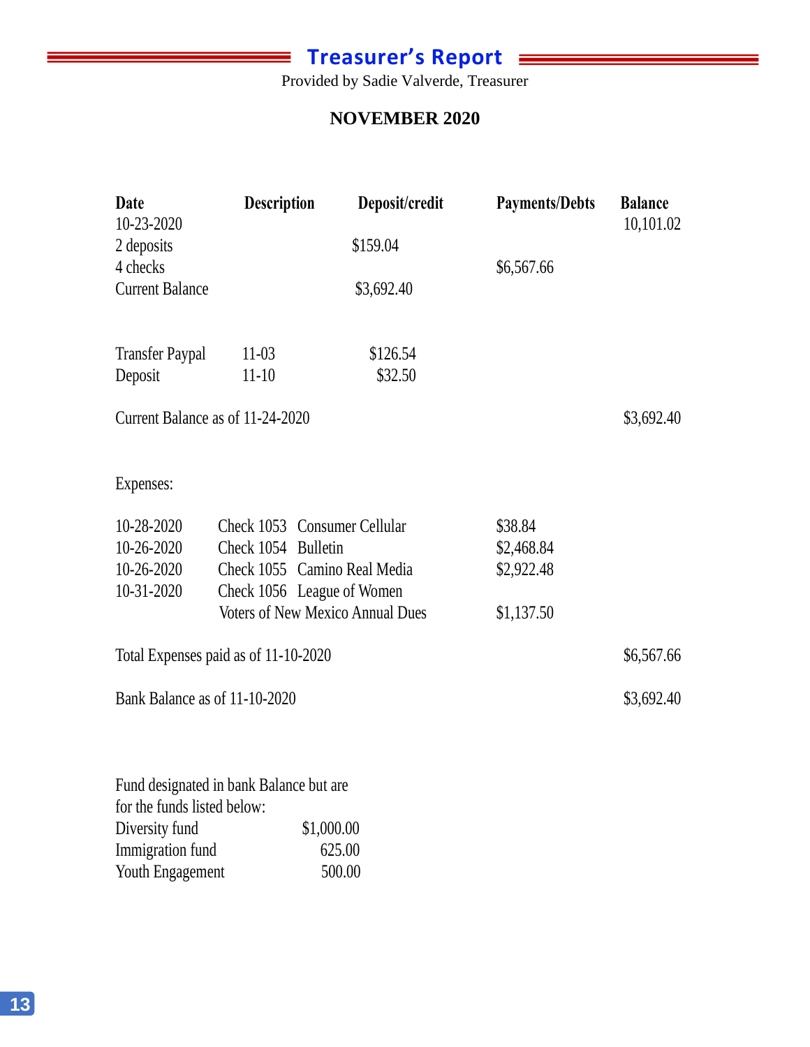# Treasurer's Report

Provided by Sadie Valverde, Treasurer

**NOVEMBER 2020**

| Date | Description | Deposit/credit | Payments/Debts | Balance |
|---|---|---|---|---|
| 10-23-2020 | | | | 10,101.02 |
| 2 deposits | | $159.04 | | |
| 4 checks | | | $6,567.66 | |
| Current Balance | | $3,692.40 | | |
| | | | | |
| Transfer Paypal | 11-03 | $126.54 | | |
| Deposit | 11-10 | $32.50 | | |
| Current Balance as of 11-24-2020 | | | | $3,692.40 |

Expenses:

| Date | Description | | Payments/Debts | Balance |
|---|---|---|---|---|
| 10-28-2020 | Check 1053 | Consumer Cellular | $38.84 | |
| 10-26-2020 | Check 1054 | Bulletin | $2,468.84 | |
| 10-26-2020 | Check 1055 | Camino Real Media | $2,922.48 | |
| 10-31-2020 | Check 1056 | League of Women Voters of New Mexico Annual Dues | $1,137.50 | |
| Total Expenses paid as of 11-10-2020 | | | | $6,567.66 |
| Bank Balance as of 11-10-2020 | | | | $3,692.40 |

Fund designated in bank Balance but are for the funds listed below:

| Fund | Amount |
|---|---|
| Diversity fund | $1,000.00 |
| Immigration fund | 625.00 |
| Youth Engagement | 500.00 |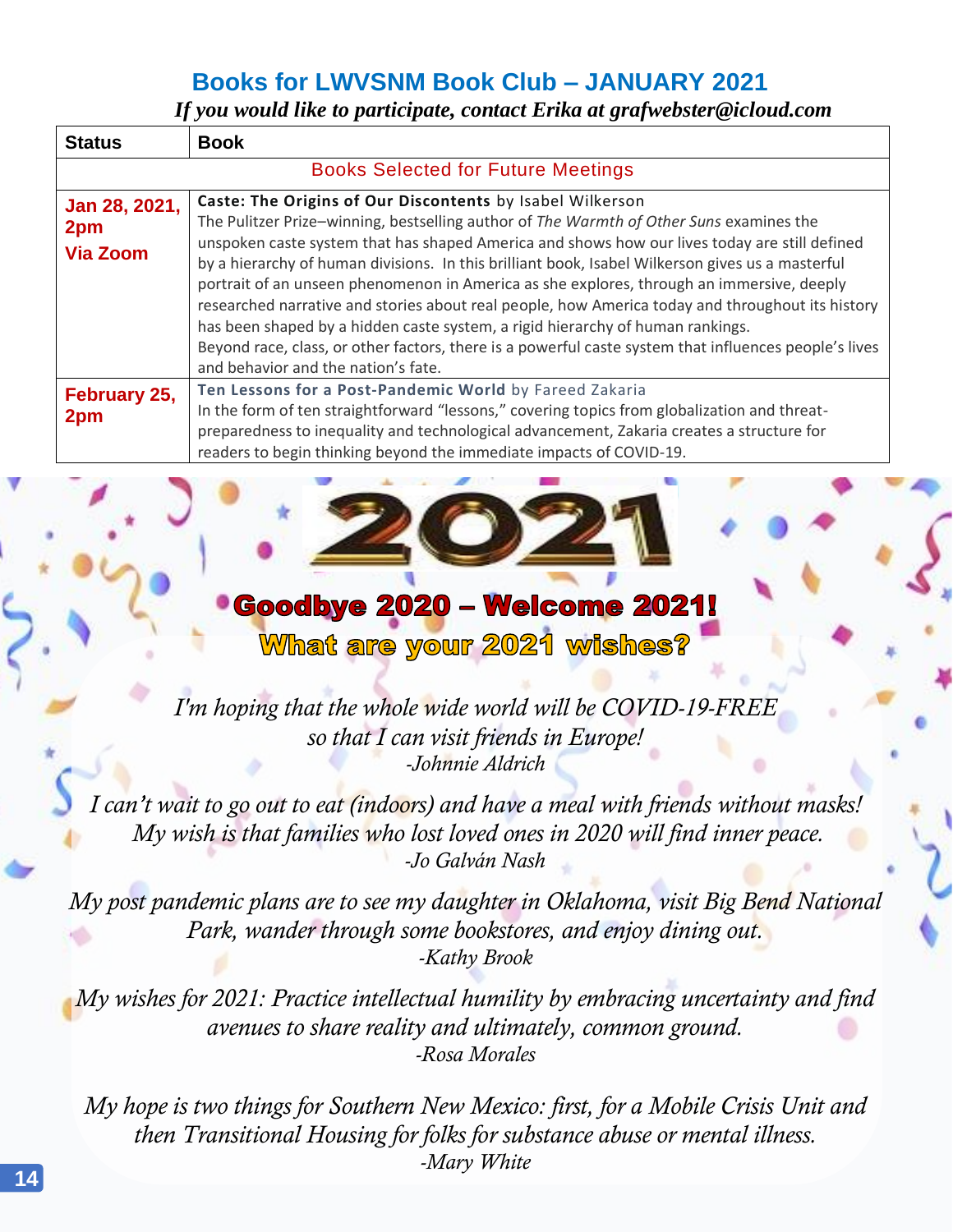## Books for LWVSNM Book Club – JANUARY 2021

***If you would like to participate, contact Erika at grafwebster@icloud.com***

| Status | Book |
|---|---|
| Books Selected for Future Meetings | |
| **Jan 28, 2021, 2pm Via Zoom** | **Caste: The Origins of Our Discontents** by Isabel Wilkerson<br>The Pulitzer Prize–winning, bestselling author of *The Warmth of Other Suns* examines the unspoken caste system that has shaped America and shows how our lives today are still defined by a hierarchy of human divisions. In this brilliant book, Isabel Wilkerson gives us a masterful portrait of an unseen phenomenon in America as she explores, through an immersive, deeply researched narrative and stories about real people, how America today and throughout its history has been shaped by a hidden caste system, a rigid hierarchy of human rankings.<br>Beyond race, class, or other factors, there is a powerful caste system that influences people's lives and behavior and the nation's fate. |
| **February 25, 2pm** | **Ten Lessons for a Post-Pandemic World** by Fareed Zakaria<br>In the form of ten straightforward "lessons," covering topics from globalization and threat-preparedness to inequality and technological advancement, Zakaria creates a structure for readers to begin thinking beyond the immediate impacts of COVID-19. |

# 2021

## Goodbye 2020 – Welcome 2021!

### What are your 2021 wishes?

*I'm hoping that the whole wide world will be COVID-19-FREE so that I can visit friends in Europe!*
*-Johnnie Aldrich*

*I can't wait to go out to eat (indoors) and have a meal with friends without masks! My wish is that families who lost loved ones in 2020 will find inner peace.*
*-Jo Galván Nash*

*My post pandemic plans are to see my daughter in Oklahoma, visit Big Bend National Park, wander through some bookstores, and enjoy dining out.*
*-Kathy Brook*

*My wishes for 2021: Practice intellectual humility by embracing uncertainty and find avenues to share reality and ultimately, common ground.*
*-Rosa Morales*

*My hope is two things for Southern New Mexico: first, for a Mobile Crisis Unit and then Transitional Housing for folks for substance abuse or mental illness.*
*-Mary White*